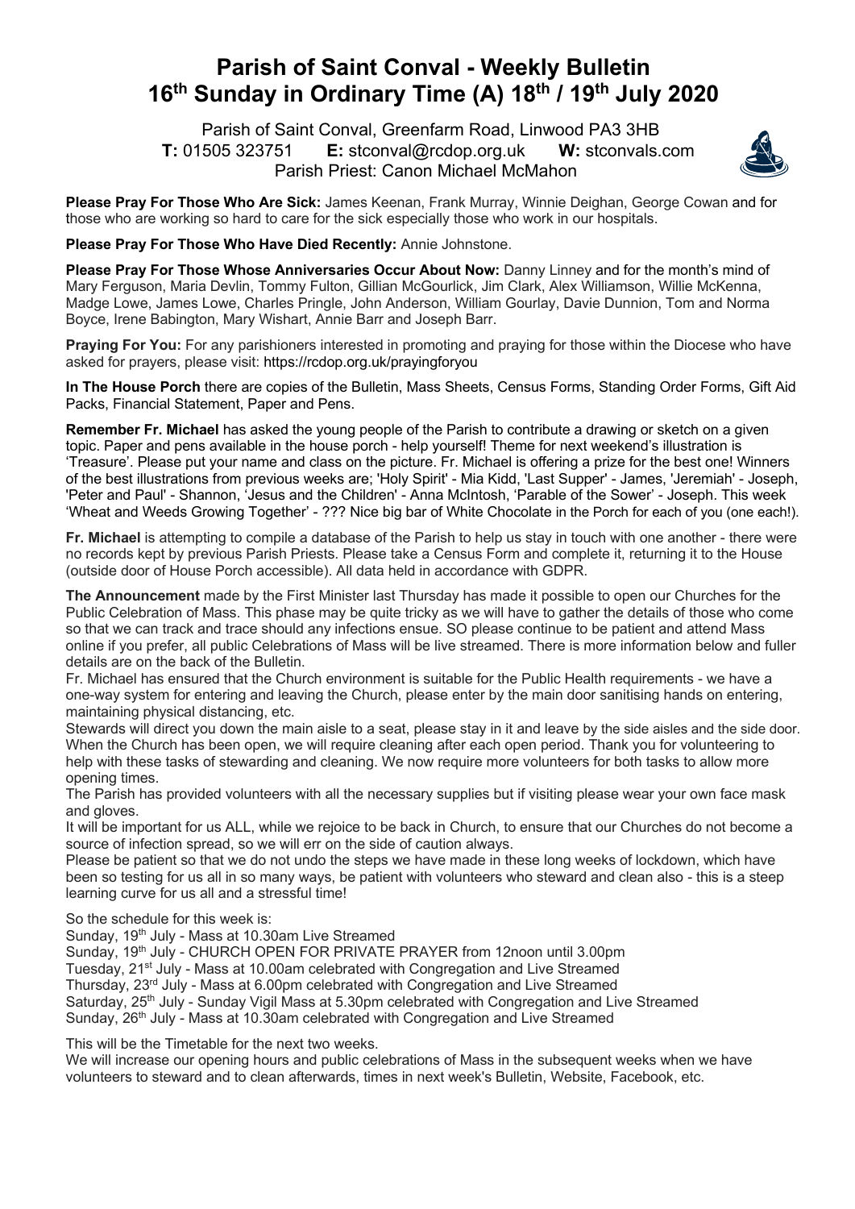# Parish of Saint Conval - Weekly Bulletin
## 16th Sunday in Ordinary Time (A) 18th / 19th July 2020

Parish of Saint Conval, Greenfarm Road, Linwood PA3 3HB
**T:** 01505 323751 **E:** stconval@rcdop.org.uk **W:** stconvals.com
Parish Priest: Canon Michael McMahon

**Please Pray For Those Who Are Sick:** James Keenan, Frank Murray, Winnie Deighan, George Cowan and for those who are working so hard to care for the sick especially those who work in our hospitals.

**Please Pray For Those Who Have Died Recently:** Annie Johnstone.

**Please Pray For Those Whose Anniversaries Occur About Now:** Danny Linney and for the month's mind of Mary Ferguson, Maria Devlin, Tommy Fulton, Gillian McGourlick, Jim Clark, Alex Williamson, Willie McKenna, Madge Lowe, James Lowe, Charles Pringle, John Anderson, William Gourlay, Davie Dunnion, Tom and Norma Boyce, Irene Babington, Mary Wishart, Annie Barr and Joseph Barr.

**Praying For You:** For any parishioners interested in promoting and praying for those within the Diocese who have asked for prayers, please visit: https://rcdop.org.uk/prayingforyou

**In The House Porch** there are copies of the Bulletin, Mass Sheets, Census Forms, Standing Order Forms, Gift Aid Packs, Financial Statement, Paper and Pens.

**Remember Fr. Michael** has asked the young people of the Parish to contribute a drawing or sketch on a given topic. Paper and pens available in the house porch - help yourself! Theme for next weekend's illustration is 'Treasure'. Please put your name and class on the picture. Fr. Michael is offering a prize for the best one! Winners of the best illustrations from previous weeks are; 'Holy Spirit' - Mia Kidd, 'Last Supper' - James, 'Jeremiah' - Joseph, 'Peter and Paul' - Shannon, 'Jesus and the Children' - Anna McIntosh, 'Parable of the Sower' - Joseph. This week 'Wheat and Weeds Growing Together' - ??? Nice big bar of White Chocolate in the Porch for each of you (one each!).

**Fr. Michael** is attempting to compile a database of the Parish to help us stay in touch with one another - there were no records kept by previous Parish Priests. Please take a Census Form and complete it, returning it to the House (outside door of House Porch accessible). All data held in accordance with GDPR.

**The Announcement** made by the First Minister last Thursday has made it possible to open our Churches for the Public Celebration of Mass. This phase may be quite tricky as we will have to gather the details of those who come so that we can track and trace should any infections ensue. SO please continue to be patient and attend Mass online if you prefer, all public Celebrations of Mass will be live streamed. There is more information below and fuller details are on the back of the Bulletin.

Fr. Michael has ensured that the Church environment is suitable for the Public Health requirements - we have a one-way system for entering and leaving the Church, please enter by the main door sanitising hands on entering, maintaining physical distancing, etc.

Stewards will direct you down the main aisle to a seat, please stay in it and leave by the side aisles and the side door. When the Church has been open, we will require cleaning after each open period. Thank you for volunteering to help with these tasks of stewarding and cleaning. We now require more volunteers for both tasks to allow more opening times.

The Parish has provided volunteers with all the necessary supplies but if visiting please wear your own face mask and gloves.

It will be important for us ALL, while we rejoice to be back in Church, to ensure that our Churches do not become a source of infection spread, so we will err on the side of caution always.

Please be patient so that we do not undo the steps we have made in these long weeks of lockdown, which have been so testing for us all in so many ways, be patient with volunteers who steward and clean also - this is a steep learning curve for us all and a stressful time!

So the schedule for this week is:
Sunday, 19th July - Mass at 10.30am Live Streamed
Sunday, 19th July - CHURCH OPEN FOR PRIVATE PRAYER from 12noon until 3.00pm
Tuesday, 21st July - Mass at 10.00am celebrated with Congregation and Live Streamed
Thursday, 23rd July - Mass at 6.00pm celebrated with Congregation and Live Streamed
Saturday, 25th July - Sunday Vigil Mass at 5.30pm celebrated with Congregation and Live Streamed
Sunday, 26th July - Mass at 10.30am celebrated with Congregation and Live Streamed

This will be the Timetable for the next two weeks.
We will increase our opening hours and public celebrations of Mass in the subsequent weeks when we have volunteers to steward and to clean afterwards, times in next week's Bulletin, Website, Facebook, etc.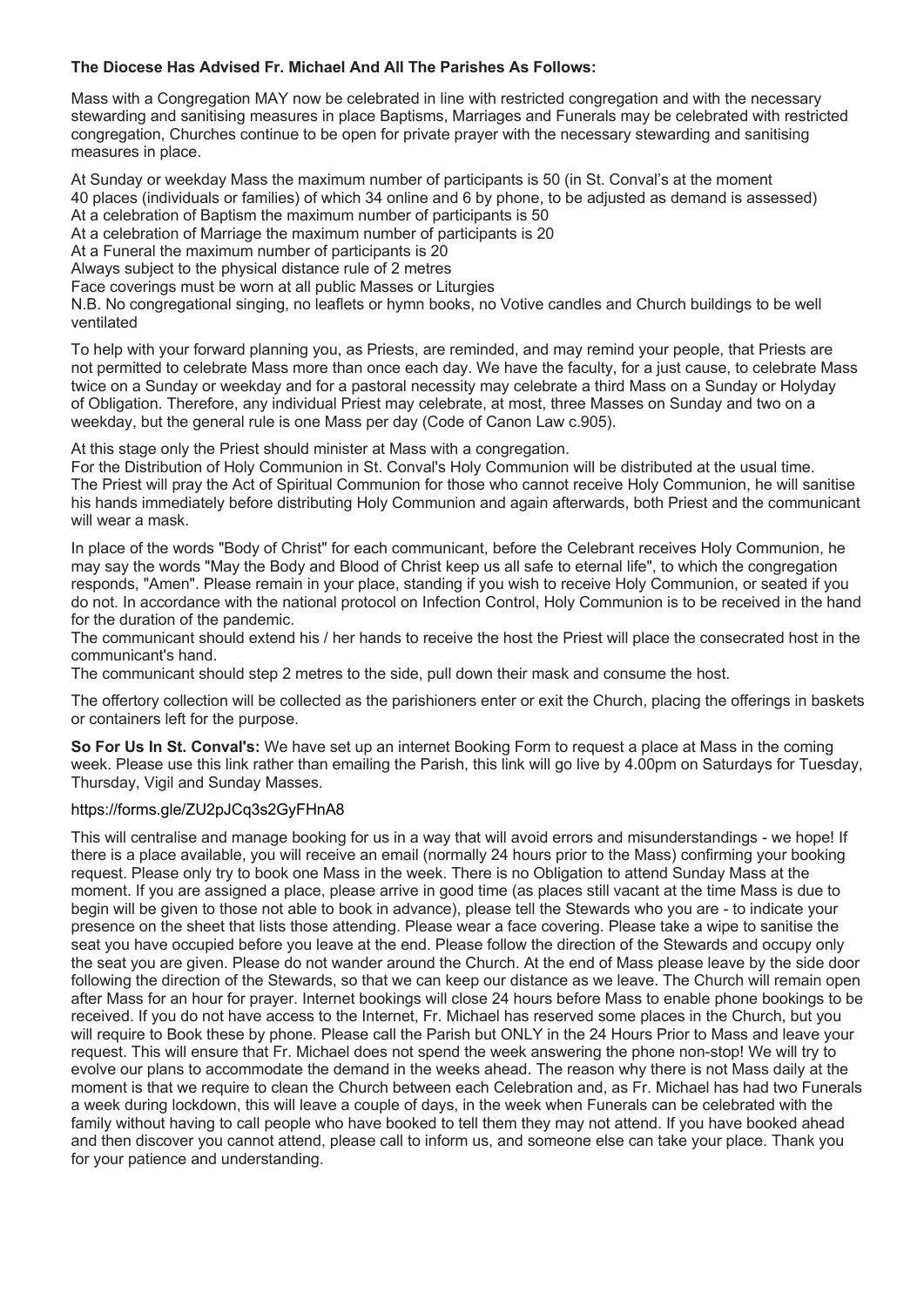**The Diocese Has Advised Fr. Michael And All The Parishes As Follows:**

Mass with a Congregation MAY now be celebrated in line with restricted congregation and with the necessary stewarding and sanitising measures in place Baptisms, Marriages and Funerals may be celebrated with restricted congregation, Churches continue to be open for private prayer with the necessary stewarding and sanitising measures in place.

At Sunday or weekday Mass the maximum number of participants is 50 (in St. Conval's at the moment 40 places (individuals or families) of which 34 online and 6 by phone, to be adjusted as demand is assessed)
At a celebration of Baptism the maximum number of participants is 50
At a celebration of Marriage the maximum number of participants is 20
At a Funeral the maximum number of participants is 20
Always subject to the physical distance rule of 2 metres
Face coverings must be worn at all public Masses or Liturgies
N.B. No congregational singing, no leaflets or hymn books, no Votive candles and Church buildings to be well ventilated

To help with your forward planning you, as Priests, are reminded, and may remind your people, that Priests are not permitted to celebrate Mass more than once each day. We have the faculty, for a just cause, to celebrate Mass twice on a Sunday or weekday and for a pastoral necessity may celebrate a third Mass on a Sunday or Holyday of Obligation. Therefore, any individual Priest may celebrate, at most, three Masses on Sunday and two on a weekday, but the general rule is one Mass per day (Code of Canon Law c.905).

At this stage only the Priest should minister at Mass with a congregation.
For the Distribution of Holy Communion in St. Conval's Holy Communion will be distributed at the usual time. The Priest will pray the Act of Spiritual Communion for those who cannot receive Holy Communion, he will sanitise his hands immediately before distributing Holy Communion and again afterwards, both Priest and the communicant will wear a mask.

In place of the words "Body of Christ" for each communicant, before the Celebrant receives Holy Communion, he may say the words "May the Body and Blood of Christ keep us all safe to eternal life", to which the congregation responds, "Amen". Please remain in your place, standing if you wish to receive Holy Communion, or seated if you do not. In accordance with the national protocol on Infection Control, Holy Communion is to be received in the hand for the duration of the pandemic.
The communicant should extend his / her hands to receive the host the Priest will place the consecrated host in the communicant's hand.
The communicant should step 2 metres to the side, pull down their mask and consume the host.

The offertory collection will be collected as the parishioners enter or exit the Church, placing the offerings in baskets or containers left for the purpose.

**So For Us In St. Conval's:** We have set up an internet Booking Form to request a place at Mass in the coming week. Please use this link rather than emailing the Parish, this link will go live by 4.00pm on Saturdays for Tuesday, Thursday, Vigil and Sunday Masses.

https://forms.gle/ZU2pJCq3s2GyFHnA8

This will centralise and manage booking for us in a way that will avoid errors and misunderstandings - we hope! If there is a place available, you will receive an email (normally 24 hours prior to the Mass) confirming your booking request. Please only try to book one Mass in the week. There is no Obligation to attend Sunday Mass at the moment. If you are assigned a place, please arrive in good time (as places still vacant at the time Mass is due to begin will be given to those not able to book in advance), please tell the Stewards who you are - to indicate your presence on the sheet that lists those attending. Please wear a face covering. Please take a wipe to sanitise the seat you have occupied before you leave at the end. Please follow the direction of the Stewards and occupy only the seat you are given. Please do not wander around the Church. At the end of Mass please leave by the side door following the direction of the Stewards, so that we can keep our distance as we leave. The Church will remain open after Mass for an hour for prayer. Internet bookings will close 24 hours before Mass to enable phone bookings to be received. If you do not have access to the Internet, Fr. Michael has reserved some places in the Church, but you will require to Book these by phone. Please call the Parish but ONLY in the 24 Hours Prior to Mass and leave your request. This will ensure that Fr. Michael does not spend the week answering the phone non-stop! We will try to evolve our plans to accommodate the demand in the weeks ahead. The reason why there is not Mass daily at the moment is that we require to clean the Church between each Celebration and, as Fr. Michael has had two Funerals a week during lockdown, this will leave a couple of days, in the week when Funerals can be celebrated with the family without having to call people who have booked to tell them they may not attend. If you have booked ahead and then discover you cannot attend, please call to inform us, and someone else can take your place. Thank you for your patience and understanding.